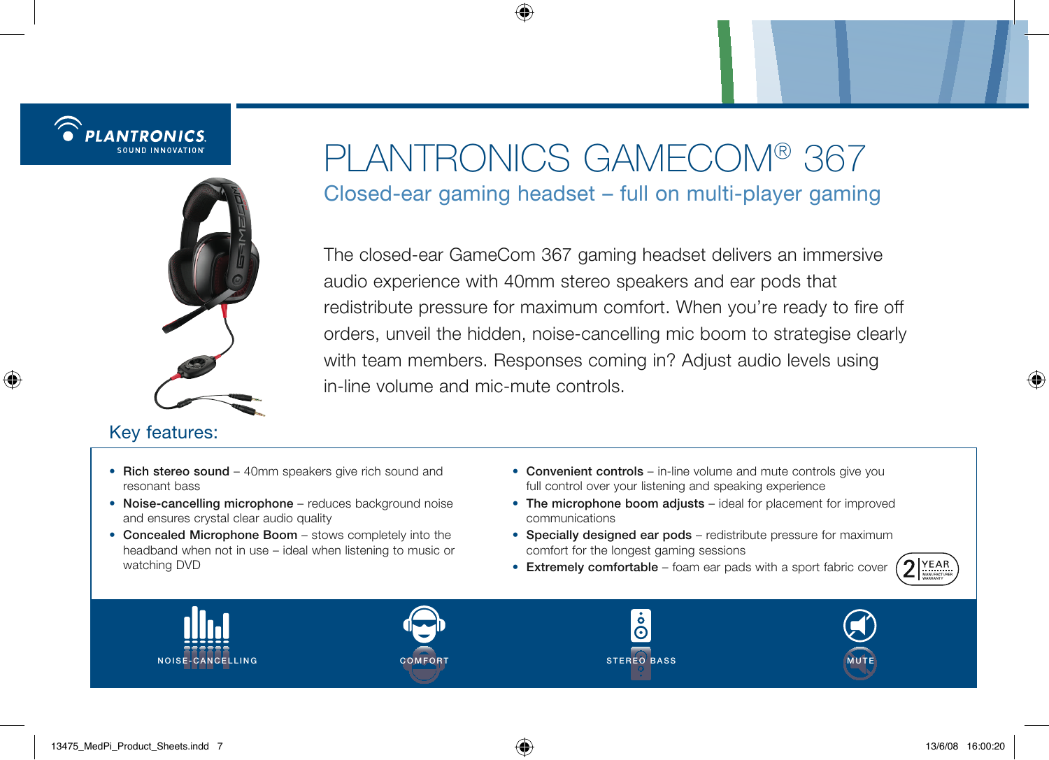PLANTRONICS
SOUND INNOVATION

# PLANTRONICS GAMECOM® 367

## Closed-ear gaming headset – full on multi-player gaming

The closed-ear GameCom 367 gaming headset delivers an immersive audio experience with 40mm stereo speakers and ear pods that redistribute pressure for maximum comfort. When you're ready to fire off orders, unveil the hidden, noise-cancelling mic boom to strategise clearly with team members. Responses coming in? Adjust audio levels using in-line volume and mic-mute controls.

### Key features:

- **Rich stereo sound** – 40mm speakers give rich sound and resonant bass
- **Noise-cancelling microphone** – reduces background noise and ensures crystal clear audio quality
- **Concealed Microphone Boom** – stows completely into the headband when not in use – ideal when listening to music or watching DVD
- **Convenient controls** – in-line volume and mute controls give you full control over your listening and speaking experience
- **The microphone boom adjusts** – ideal for placement for improved communications
- **Specially designed ear pods** – redistribute pressure for maximum comfort for the longest gaming sessions
- **Extremely comfortable** – foam ear pads with a sport fabric cover

2 YEAR MANUFACTURER WARRANTY

NOISE-CANCELLING | COMFORT | STEREO BASS | MUTE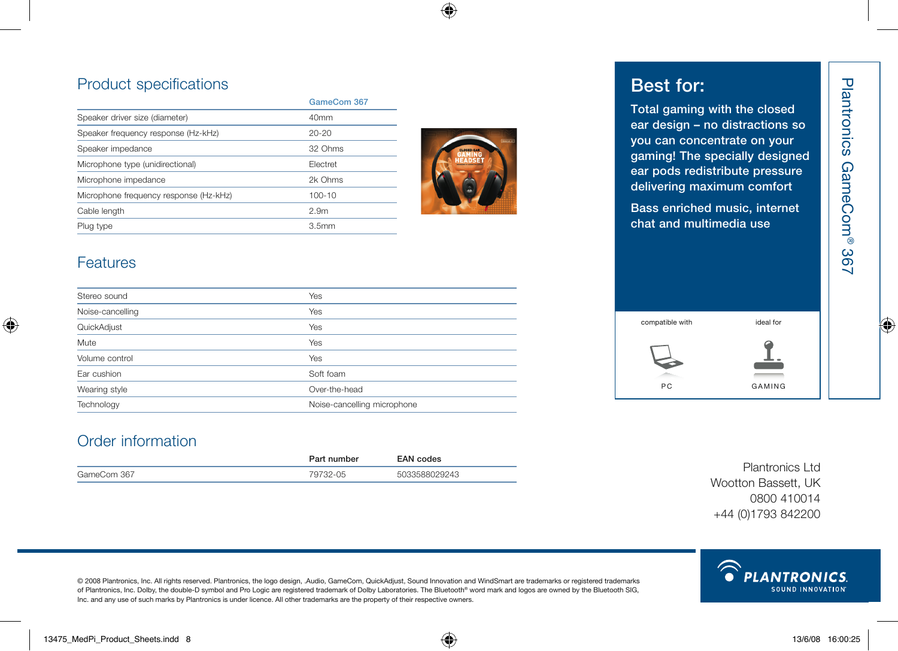# Plantronics GameCom® 367

## Product specifications

| | GameCom 367 |
|---|---|
| Speaker driver size (diameter) | 40mm |
| Speaker frequency response (Hz-kHz) | 20-20 |
| Speaker impedance | 32 Ohms |
| Microphone type (unidirectional) | Electret |
| Microphone impedance | 2k Ohms |
| Microphone frequency response (Hz-kHz) | 100-10 |
| Cable length | 2.9m |
| Plug type | 3.5mm |

## Features

| | |
|---|---|
| Stereo sound | Yes |
| Noise-cancelling | Yes |
| QuickAdjust | Yes |
| Mute | Yes |
| Volume control | Yes |
| Ear cushion | Soft foam |
| Wearing style | Over-the-head |
| Technology | Noise-cancelling microphone |

## Order information

| | Part number | EAN codes |
|---|---|---|
| GameCom 367 | 79732-05 | 5033588029243 |

## Best for:

**Total gaming with the closed ear design – no distractions so you can concentrate on your gaming! The specially designed ear pods redistribute pressure delivering maximum comfort**

**Bass enriched music, internet chat and multimedia use**

compatible with: PC

ideal for: GAMING

Plantronics Ltd
Wootton Bassett, UK
0800 410014
+44 (0)1793 842200

© 2008 Plantronics, Inc. All rights reserved. Plantronics, the logo design, .Audio, GameCom, QuickAdjust, Sound Innovation and WindSmart are trademarks or registered trademarks of Plantronics, Inc. Dolby, the double-D symbol and Pro Logic are registered trademark of Dolby Laboratories. The Bluetooth® word mark and logos are owned by the Bluetooth SIG, Inc. and any use of such marks by Plantronics is under licence. All other trademarks are the property of their respective owners.

PLANTRONICS. SOUND INNOVATION